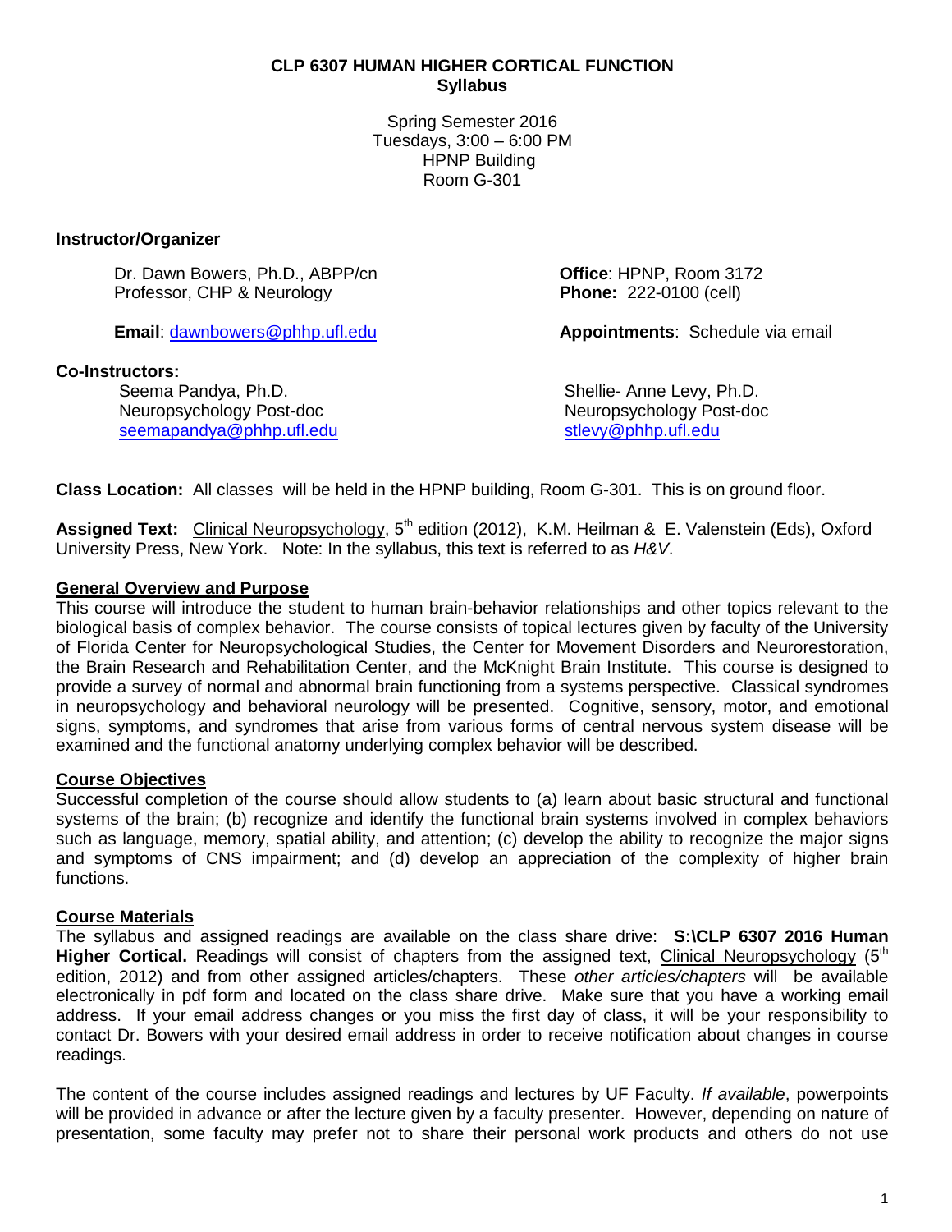# CLP 6307 HUMAN HIGHER CORTICAL FUNCTION
## Syllabus

Spring Semester 2016
Tuesdays, 3:00 – 6:00 PM
HPNP Building
Room G-301

### Instructor/Organizer

Dr. Dawn Bowers, Ph.D., ABPP/cn
Professor, CHP & Neurology

**Office**: HPNP, Room 3172
**Phone:** 222-0100 (cell)

**Email**: dawnbowers@phhp.ufl.edu

**Appointments**: Schedule via email

### Co-Instructors:

Seema Pandya, Ph.D.
Neuropsychology Post-doc
seemapandya@phhp.ufl.edu

Shellie- Anne Levy, Ph.D.
Neuropsychology Post-doc
stlevy@phhp.ufl.edu

**Class Location:** All classes will be held in the HPNP building, Room G-301. This is on ground floor.

**Assigned Text:** Clinical Neuropsychology, 5th edition (2012), K.M. Heilman & E. Valenstein (Eds), Oxford University Press, New York. Note: In the syllabus, this text is referred to as *H&V*.

### General Overview and Purpose

This course will introduce the student to human brain-behavior relationships and other topics relevant to the biological basis of complex behavior. The course consists of topical lectures given by faculty of the University of Florida Center for Neuropsychological Studies, the Center for Movement Disorders and Neurorestoration, the Brain Research and Rehabilitation Center, and the McKnight Brain Institute. This course is designed to provide a survey of normal and abnormal brain functioning from a systems perspective. Classical syndromes in neuropsychology and behavioral neurology will be presented. Cognitive, sensory, motor, and emotional signs, symptoms, and syndromes that arise from various forms of central nervous system disease will be examined and the functional anatomy underlying complex behavior will be described.

### Course Objectives

Successful completion of the course should allow students to (a) learn about basic structural and functional systems of the brain; (b) recognize and identify the functional brain systems involved in complex behaviors such as language, memory, spatial ability, and attention; (c) develop the ability to recognize the major signs and symptoms of CNS impairment; and (d) develop an appreciation of the complexity of higher brain functions.

### Course Materials

The syllabus and assigned readings are available on the class share drive: **S:\CLP 6307 2016 Human Higher Cortical.** Readings will consist of chapters from the assigned text, Clinical Neuropsychology (5th edition, 2012) and from other assigned articles/chapters. These *other articles/chapters* will be available electronically in pdf form and located on the class share drive. Make sure that you have a working email address. If your email address changes or you miss the first day of class, it will be your responsibility to contact Dr. Bowers with your desired email address in order to receive notification about changes in course readings.

The content of the course includes assigned readings and lectures by UF Faculty. *If available*, powerpoints will be provided in advance or after the lecture given by a faculty presenter. However, depending on nature of presentation, some faculty may prefer not to share their personal work products and others do not use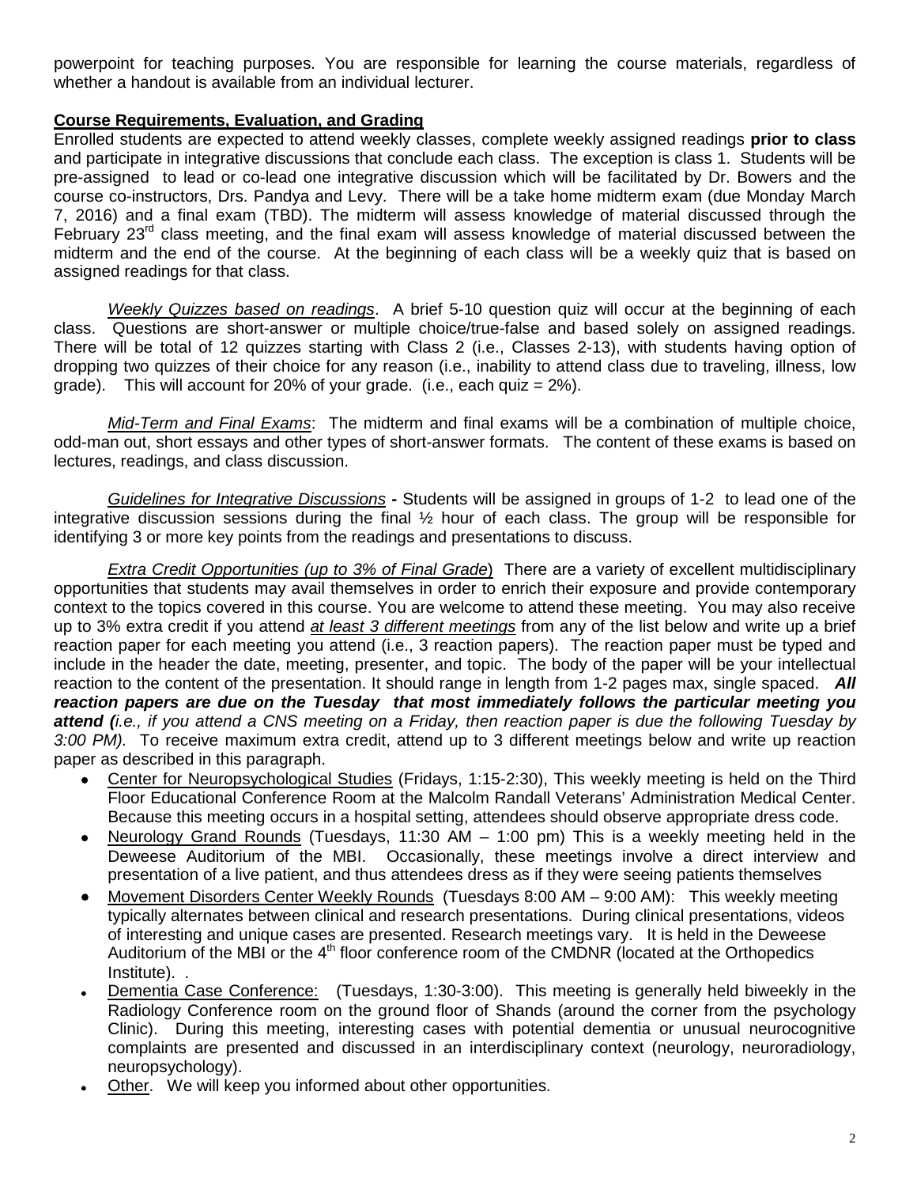powerpoint for teaching purposes. You are responsible for learning the course materials, regardless of whether a handout is available from an individual lecturer.

**Course Requirements, Evaluation, and Grading**

Enrolled students are expected to attend weekly classes, complete weekly assigned readings **prior to class** and participate in integrative discussions that conclude each class. The exception is class 1. Students will be pre-assigned to lead or co-lead one integrative discussion which will be facilitated by Dr. Bowers and the course co-instructors, Drs. Pandya and Levy. There will be a take home midterm exam (due Monday March 7, 2016) and a final exam (TBD). The midterm will assess knowledge of material discussed through the February 23rd class meeting, and the final exam will assess knowledge of material discussed between the midterm and the end of the course. At the beginning of each class will be a weekly quiz that is based on assigned readings for that class.

*Weekly Quizzes based on readings*. A brief 5-10 question quiz will occur at the beginning of each class. Questions are short-answer or multiple choice/true-false and based solely on assigned readings. There will be total of 12 quizzes starting with Class 2 (i.e., Classes 2-13), with students having option of dropping two quizzes of their choice for any reason (i.e., inability to attend class due to traveling, illness, low grade). This will account for 20% of your grade. (i.e., each quiz = 2%).

*Mid-Term and Final Exams*: The midterm and final exams will be a combination of multiple choice, odd-man out, short essays and other types of short-answer formats. The content of these exams is based on lectures, readings, and class discussion.

*Guidelines for Integrative Discussions* **-** Students will be assigned in groups of 1-2 to lead one of the integrative discussion sessions during the final ½ hour of each class. The group will be responsible for identifying 3 or more key points from the readings and presentations to discuss.

*Extra Credit Opportunities (up to 3% of Final Grade*) There are a variety of excellent multidisciplinary opportunities that students may avail themselves in order to enrich their exposure and provide contemporary context to the topics covered in this course. You are welcome to attend these meeting. You may also receive up to 3% extra credit if you attend *at least 3 different meetings* from any of the list below and write up a brief reaction paper for each meeting you attend (i.e., 3 reaction papers). The reaction paper must be typed and include in the header the date, meeting, presenter, and topic. The body of the paper will be your intellectual reaction to the content of the presentation. It should range in length from 1-2 pages max, single spaced. ***All reaction papers are due on the Tuesday that most immediately follows the particular meeting you attend (****i.e., if you attend a CNS meeting on a Friday, then reaction paper is due the following Tuesday by 3:00 PM).* To receive maximum extra credit, attend up to 3 different meetings below and write up reaction paper as described in this paragraph.

- Center for Neuropsychological Studies (Fridays, 1:15-2:30), This weekly meeting is held on the Third Floor Educational Conference Room at the Malcolm Randall Veterans' Administration Medical Center. Because this meeting occurs in a hospital setting, attendees should observe appropriate dress code.
- Neurology Grand Rounds (Tuesdays, 11:30 AM – 1:00 pm) This is a weekly meeting held in the Deweese Auditorium of the MBI. Occasionally, these meetings involve a direct interview and presentation of a live patient, and thus attendees dress as if they were seeing patients themselves
- Movement Disorders Center Weekly Rounds (Tuesdays 8:00 AM – 9:00 AM): This weekly meeting typically alternates between clinical and research presentations. During clinical presentations, videos of interesting and unique cases are presented. Research meetings vary. It is held in the Deweese Auditorium of the MBI or the 4th floor conference room of the CMDNR (located at the Orthopedics Institute). .
- Dementia Case Conference: (Tuesdays, 1:30-3:00). This meeting is generally held biweekly in the Radiology Conference room on the ground floor of Shands (around the corner from the psychology Clinic). During this meeting, interesting cases with potential dementia or unusual neurocognitive complaints are presented and discussed in an interdisciplinary context (neurology, neuroradiology, neuropsychology).
- Other. We will keep you informed about other opportunities.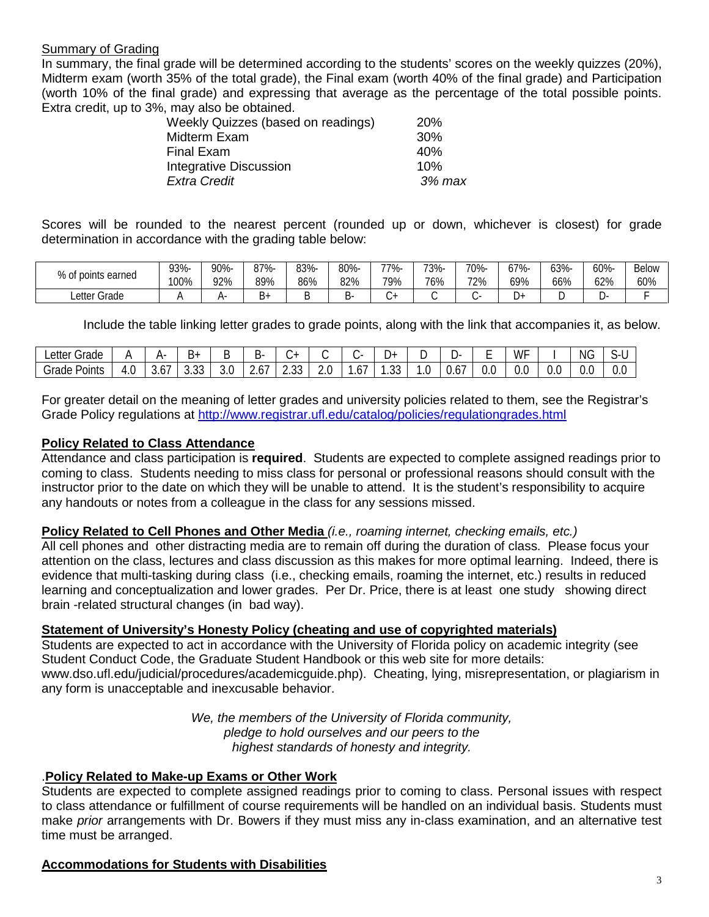Summary of Grading

In summary, the final grade will be determined according to the students' scores on the weekly quizzes (20%), Midterm exam (worth 35% of the total grade), the Final exam (worth 40% of the final grade) and Participation (worth 10% of the final grade) and expressing that average as the percentage of the total possible points. Extra credit, up to 3%, may also be obtained.

| | |
|---|---|
| Weekly Quizzes (based on readings) | 20% |
| Midterm Exam | 30% |
| Final Exam | 40% |
| Integrative Discussion | 10% |
| *Extra Credit* | *3% max* |

Scores will be rounded to the nearest percent (rounded up or down, whichever is closest) for grade determination in accordance with the grading table below:

| % of points earned | 93%-100% | 90%-92% | 87%-89% | 83%-86% | 80%-82% | 77%-79% | 73%-76% | 70%-72% | 67%-69% | 63%-66% | 60%-62% | Below 60% |
|---|---|---|---|---|---|---|---|---|---|---|---|---|
| Letter Grade | A | A- | B+ | B | B- | C+ | C | C- | D+ | D | D- | F |

Include the table linking letter grades to grade points, along with the link that accompanies it, as below.

| Letter Grade | A | A- | B+ | B | B- | C+ | C | C- | D+ | D | D- | E | WF | I | NG | S-U |
|---|---|---|---|---|---|---|---|---|---|---|---|---|---|---|---|---|
| Grade Points | 4.0 | 3.67 | 3.33 | 3.0 | 2.67 | 2.33 | 2.0 | 1.67 | 1.33 | 1.0 | 0.67 | 0.0 | 0.0 | 0.0 | 0.0 | 0.0 |

For greater detail on the meaning of letter grades and university policies related to them, see the Registrar's Grade Policy regulations at http://www.registrar.ufl.edu/catalog/policies/regulationgrades.html

**Policy Related to Class Attendance**

Attendance and class participation is **required**. Students are expected to complete assigned readings prior to coming to class. Students needing to miss class for personal or professional reasons should consult with the instructor prior to the date on which they will be unable to attend. It is the student's responsibility to acquire any handouts or notes from a colleague in the class for any sessions missed.

**Policy Related to Cell Phones and Other Media** *(i.e., roaming internet, checking emails, etc.)*

All cell phones and other distracting media are to remain off during the duration of class. Please focus your attention on the class, lectures and class discussion as this makes for more optimal learning. Indeed, there is evidence that multi-tasking during class (i.e., checking emails, roaming the internet, etc.) results in reduced learning and conceptualization and lower grades. Per Dr. Price, there is at least one study showing direct brain -related structural changes (in bad way).

**Statement of University's Honesty Policy (cheating and use of copyrighted materials)**

Students are expected to act in accordance with the University of Florida policy on academic integrity (see Student Conduct Code, the Graduate Student Handbook or this web site for more details: www.dso.ufl.edu/judicial/procedures/academicguide.php). Cheating, lying, misrepresentation, or plagiarism in any form is unacceptable and inexcusable behavior.

*We, the members of the University of Florida community,*
*pledge to hold ourselves and our peers to the*
*highest standards of honesty and integrity.*

.**Policy Related to Make-up Exams or Other Work**

Students are expected to complete assigned readings prior to coming to class. Personal issues with respect to class attendance or fulfillment of course requirements will be handled on an individual basis. Students must make *prior* arrangements with Dr. Bowers if they must miss any in-class examination, and an alternative test time must be arranged.

**Accommodations for Students with Disabilities**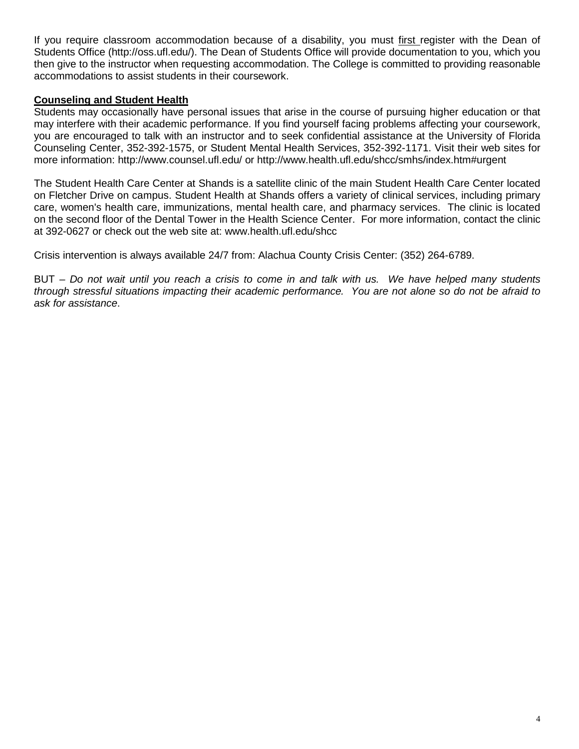If you require classroom accommodation because of a disability, you must <u>first</u> register with the Dean of Students Office (http://oss.ufl.edu/). The Dean of Students Office will provide documentation to you, which you then give to the instructor when requesting accommodation. The College is committed to providing reasonable accommodations to assist students in their coursework.

## Counseling and Student Health

Students may occasionally have personal issues that arise in the course of pursuing higher education or that may interfere with their academic performance. If you find yourself facing problems affecting your coursework, you are encouraged to talk with an instructor and to seek confidential assistance at the University of Florida Counseling Center, 352-392-1575, or Student Mental Health Services, 352-392-1171. Visit their web sites for more information: http://www.counsel.ufl.edu/ or http://www.health.ufl.edu/shcc/smhs/index.htm#urgent

The Student Health Care Center at Shands is a satellite clinic of the main Student Health Care Center located on Fletcher Drive on campus. Student Health at Shands offers a variety of clinical services, including primary care, women's health care, immunizations, mental health care, and pharmacy services. The clinic is located on the second floor of the Dental Tower in the Health Science Center. For more information, contact the clinic at 392-0627 or check out the web site at: www.health.ufl.edu/shcc

Crisis intervention is always available 24/7 from: Alachua County Crisis Center: (352) 264-6789.

BUT – *Do not wait until you reach a crisis to come in and talk with us. We have helped many students through stressful situations impacting their academic performance. You are not alone so do not be afraid to ask for assistance*.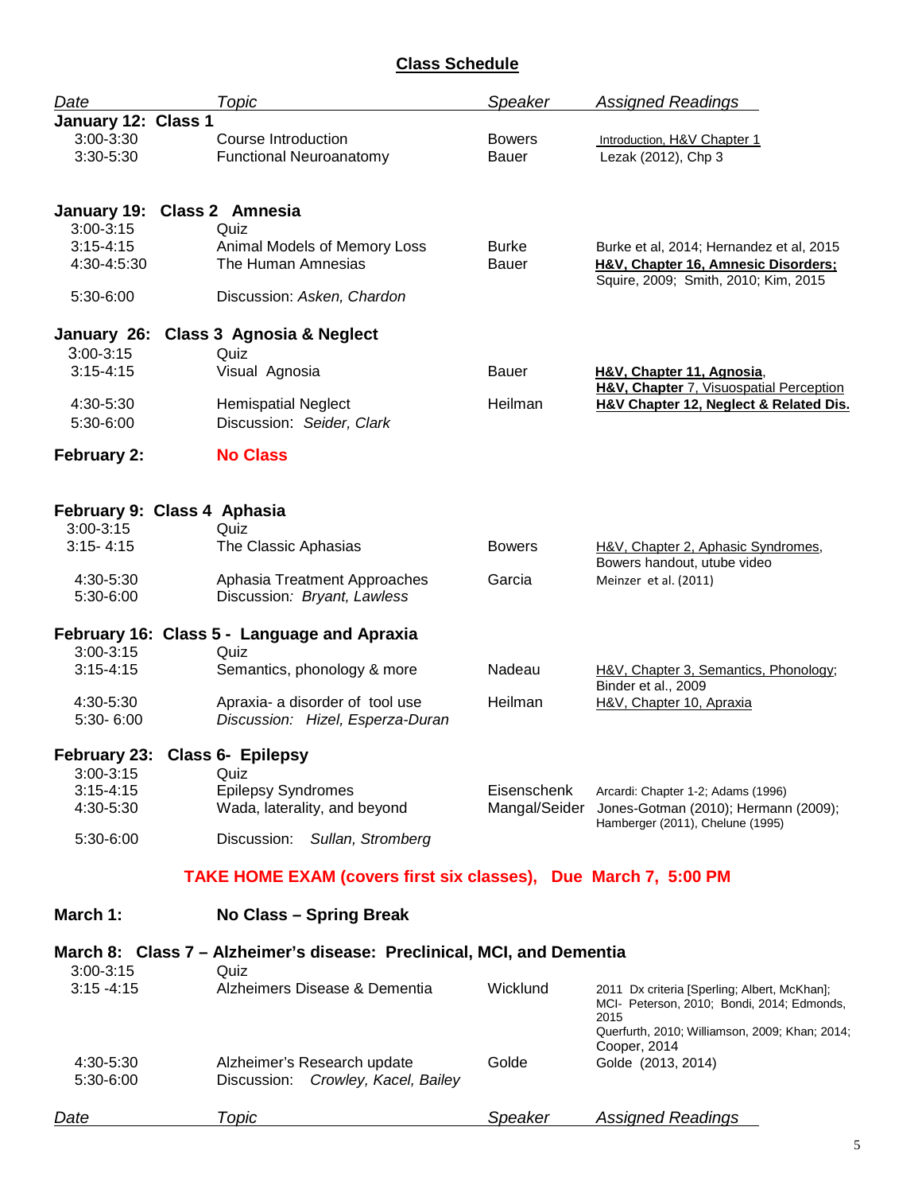## Class Schedule

| Date | Topic | Speaker | Assigned Readings |
|---|---|---|---|
| **January 12: Class 1** | | | |
| 3:00-3:30 | Course Introduction | Bowers | Introduction, H&V Chapter 1 |
| 3:30-5:30 | Functional Neuroanatomy | Bauer | Lezak (2012), Chp 3 |
| **January 19: Class 2 Amnesia** | | | |
| 3:00-3:15 | Quiz | | |
| 3:15-4:15 | Animal Models of Memory Loss | Burke | Burke et al, 2014; Hernandez et al, 2015 |
| 4:30-4:5:30 | The Human Amnesias | Bauer | **H&V, Chapter 16, Amnesic Disorders;** Squire, 2009; Smith, 2010; Kim, 2015 |
| 5:30-6:00 | Discussion: *Asken, Chardon* | | |
| **January 26: Class 3 Agnosia & Neglect** | | | |
| 3:00-3:15 | Quiz | | |
| 3:15-4:15 | Visual Agnosia | Bauer | **H&V, Chapter 11, Agnosia**, **H&V, Chapter** 7, Visuospatial Perception |
| 4:30-5:30 | Hemispatial Neglect | Heilman | **H&V Chapter 12, Neglect & Related Dis.** |
| 5:30-6:00 | Discussion: *Seider, Clark* | | |
| **February 2:** | **No Class** | | |
| **February 9: Class 4 Aphasia** | | | |
| 3:00-3:15 | Quiz | | |
| 3:15- 4:15 | The Classic Aphasias | Bowers | H&V, Chapter 2, Aphasic Syndromes, Bowers handout, utube video |
| 4:30-5:30 | Aphasia Treatment Approaches | Garcia | Meinzer et al. (2011) |
| 5:30-6:00 | Discussion*: Bryant, Lawless* | | |
| **February 16: Class 5 - Language and Apraxia** | | | |
| 3:00-3:15 | Quiz | | |
| 3:15-4:15 | Semantics, phonology & more | Nadeau | H&V, Chapter 3, Semantics, Phonology; Binder et al., 2009 |
| 4:30-5:30 | Apraxia- a disorder of tool use | Heilman | H&V, Chapter 10, Apraxia |
| 5:30- 6:00 | *Discussion: Hizel, Esperza-Duran* | | |
| **February 23: Class 6- Epilepsy** | | | |
| 3:00-3:15 | Quiz | | |
| 3:15-4:15 | Epilepsy Syndromes | Eisenschenk | Arcardi: Chapter 1-2; Adams (1996) |
| 4:30-5:30 | Wada, laterality, and beyond | Mangal/Seider | Jones-Gotman (2010); Hermann (2009); Hamberger (2011), Chelune (1995) |
| 5:30-6:00 | Discussion: *Sullan, Stromberg* | | |

**TAKE HOME EXAM (covers first six classes), Due March 7, 5:00 PM**

| Date | Topic | Speaker | Assigned Readings |
|---|---|---|---|
| **March 1:** | **No Class – Spring Break** | | |
| **March 8: Class 7 – Alzheimer's disease: Preclinical, MCI, and Dementia** | | | |
| 3:00-3:15 | Quiz | | |
| 3:15 -4:15 | Alzheimers Disease & Dementia | Wicklund | 2011 Dx criteria [Sperling; Albert, McKhan]; MCI- Peterson, 2010; Bondi, 2014; Edmonds, 2015; Querfurth, 2010; Williamson, 2009; Khan; 2014; Cooper, 2014 |
| 4:30-5:30 | Alzheimer's Research update | Golde | Golde (2013, 2014) |
| 5:30-6:00 | Discussion: *Crowley, Kacel, Bailey* | | |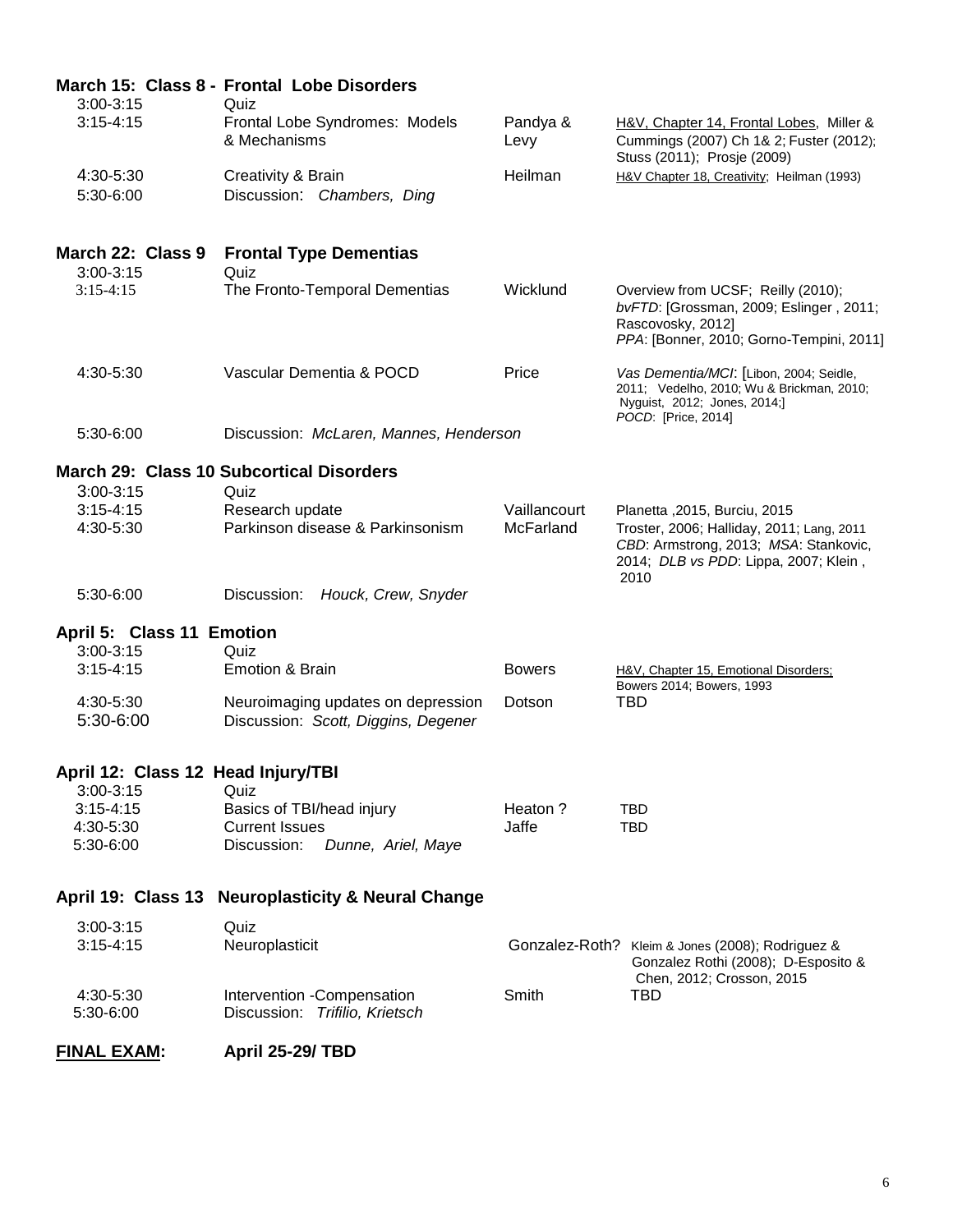**March 15: Class 8 - Frontal Lobe Disorders**

| | | | |
|---|---|---|---|
| 3:00-3:15 | Quiz | | |
| 3:15-4:15 | Frontal Lobe Syndromes: Models & Mechanisms | Pandya & Levy | H&V, Chapter 14, Frontal Lobes, Miller & Cummings (2007) Ch 1& 2; Fuster (2012); Stuss (2011); Prosje (2009) |
| 4:30-5:30 | Creativity & Brain | Heilman | H&V Chapter 18, Creativity; Heilman (1993) |
| 5:30-6:00 | Discussion: *Chambers, Ding* | | |

**March 22: Class 9 Frontal Type Dementias**

| | | | |
|---|---|---|---|
| 3:00-3:15 | Quiz | | |
| 3:15-4:15 | The Fronto-Temporal Dementias | Wicklund | Overview from UCSF; Reilly (2010); *bvFTD*: [Grossman, 2009; Eslinger , 2011; Rascovosky, 2012] *PPA*: [Bonner, 2010; Gorno-Tempini, 2011] |
| 4:30-5:30 | Vascular Dementia & POCD | Price | *Vas Dementia/MCI*: [Libon, 2004; Seidle, 2011; Vedelho, 2010; Wu & Brickman, 2010; Nyguist, 2012; Jones, 2014;] *POCD*: [Price, 2014] |
| 5:30-6:00 | Discussion: *McLaren, Mannes, Henderson* | | |

**March 29: Class 10 Subcortical Disorders**

| | | | |
|---|---|---|---|
| 3:00-3:15 | Quiz | | |
| 3:15-4:15 | Research update | Vaillancourt | Planetta ,2015, Burciu, 2015 |
| 4:30-5:30 | Parkinson disease & Parkinsonism | McFarland | Troster, 2006; Halliday, 2011; Lang, 2011 *CBD*: Armstrong, 2013; *MSA*: Stankovic, 2014; *DLB vs PDD*: Lippa, 2007; Klein , 2010 |
| 5:30-6:00 | Discussion: *Houck, Crew, Snyder* | | |

**April 5: Class 11 Emotion**

| | | | |
|---|---|---|---|
| 3:00-3:15 | Quiz | | |
| 3:15-4:15 | Emotion & Brain | Bowers | H&V, Chapter 15, Emotional Disorders; Bowers 2014; Bowers, 1993 |
| 4:30-5:30 | Neuroimaging updates on depression | Dotson | TBD |
| 5:30-6:00 | Discussion: *Scott, Diggins, Degener* | | |

**April 12: Class 12 Head Injury/TBI**

| | | | |
|---|---|---|---|
| 3:00-3:15 | Quiz | | |
| 3:15-4:15 | Basics of TBI/head injury | Heaton ? | TBD |
| 4:30-5:30 | Current Issues | Jaffe | TBD |
| 5:30-6:00 | Discussion: *Dunne, Ariel, Maye* | | |

**April 19: Class 13 Neuroplasticity & Neural Change**

| | | | |
|---|---|---|---|
| 3:00-3:15 | Quiz | | |
| 3:15-4:15 | Neuroplasticit | Gonzalez-Roth? | Kleim & Jones (2008); Rodriguez & Gonzalez Rothi (2008); D-Esposito & Chen, 2012; Crosson, 2015 |
| 4:30-5:30 | Intervention -Compensation | Smith | TBD |
| 5:30-6:00 | Discussion: *Trifilio, Krietsch* | | |

**FINAL EXAM: April 25-29/ TBD**